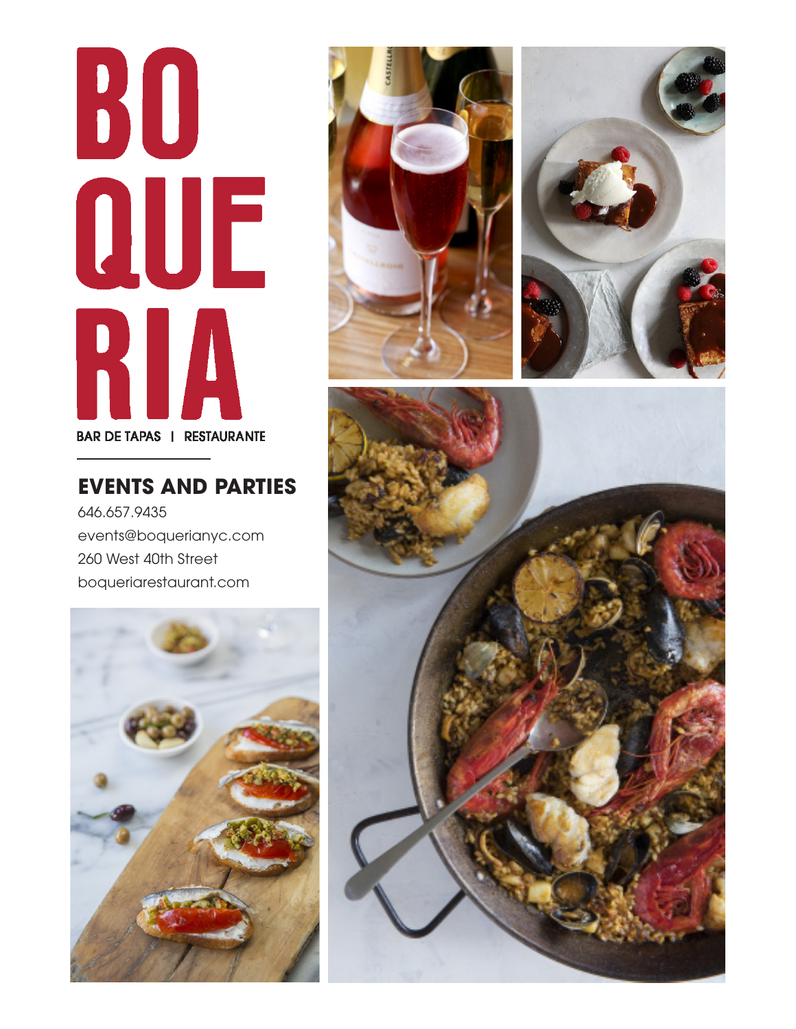# BOQUERIA

BAR DE TAPAS | RESTAURANTE

## EVENTS AND PARTIES

646.657.9435

events@boquerianyc.com

260 West 40th Street

boqueriarestaurant.com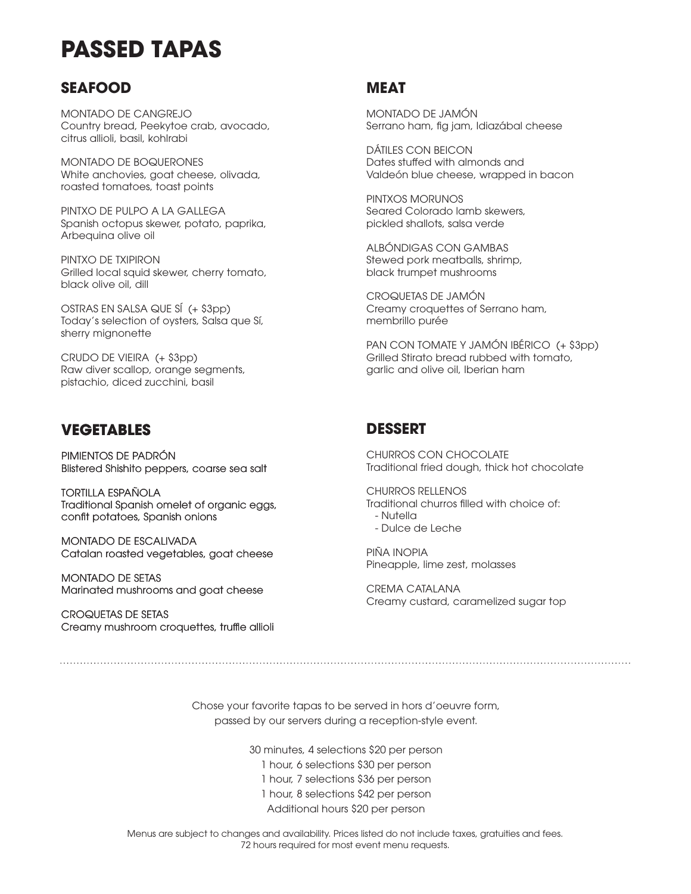# PASSED TAPAS

## SEAFOOD

MONTADO DE CANGREJO
Country bread, Peekytoe crab, avocado, citrus allioli, basil, kohlrabi

MONTADO DE BOQUERONES
White anchovies, goat cheese, olivada, roasted tomatoes, toast points

PINTXO DE PULPO A LA GALLEGA
Spanish octopus skewer, potato, paprika, Arbequina olive oil

PINTXO DE TXIPIRON
Grilled local squid skewer, cherry tomato, black olive oil, dill

OSTRAS EN SALSA QUE SÍ (+ $3pp)
Today's selection of oysters, Salsa que Sí, sherry mignonette

CRUDO DE VIEIRA (+ $3pp)
Raw diver scallop, orange segments, pistachio, diced zucchini, basil

## MEAT

MONTADO DE JAMÓN
Serrano ham, fig jam, Idiazábal cheese

DÁTILES CON BEICON
Dates stuffed with almonds and Valdeón blue cheese, wrapped in bacon

PINTXOS MORUNOS
Seared Colorado lamb skewers, pickled shallots, salsa verde

ALBÓNDIGAS CON GAMBAS
Stewed pork meatballs, shrimp, black trumpet mushrooms

CROQUETAS DE JAMÓN
Creamy croquettes of Serrano ham, membrillo purée

PAN CON TOMATE Y JAMÓN IBÉRICO (+ $3pp)
Grilled Stirato bread rubbed with tomato, garlic and olive oil, Iberian ham

## VEGETABLES

PIMIENTOS DE PADRÓN
Blistered Shishito peppers, coarse sea salt

TORTILLA ESPAÑOLA
Traditional Spanish omelet of organic eggs, confit potatoes, Spanish onions

MONTADO DE ESCALIVADA
Catalan roasted vegetables, goat cheese

MONTADO DE SETAS
Marinated mushrooms and goat cheese

CROQUETAS DE SETAS
Creamy mushroom croquettes, truffle allioli

## DESSERT

CHURROS CON CHOCOLATE
Traditional fried dough, thick hot chocolate

CHURROS RELLENOS
Traditional churros filled with choice of:
- Nutella
- Dulce de Leche

PIÑA INOPIA
Pineapple, lime zest, molasses

CREMA CATALANA
Creamy custard, caramelized sugar top

---

Chose your favorite tapas to be served in hors d'oeuvre form, passed by our servers during a reception-style event.

30 minutes, 4 selections $20 per person
1 hour, 6 selections $30 per person
1 hour, 7 selections $36 per person
1 hour, 8 selections $42 per person
Additional hours $20 per person

Menus are subject to changes and availability. Prices listed do not include taxes, gratuities and fees.
72 hours required for most event menu requests.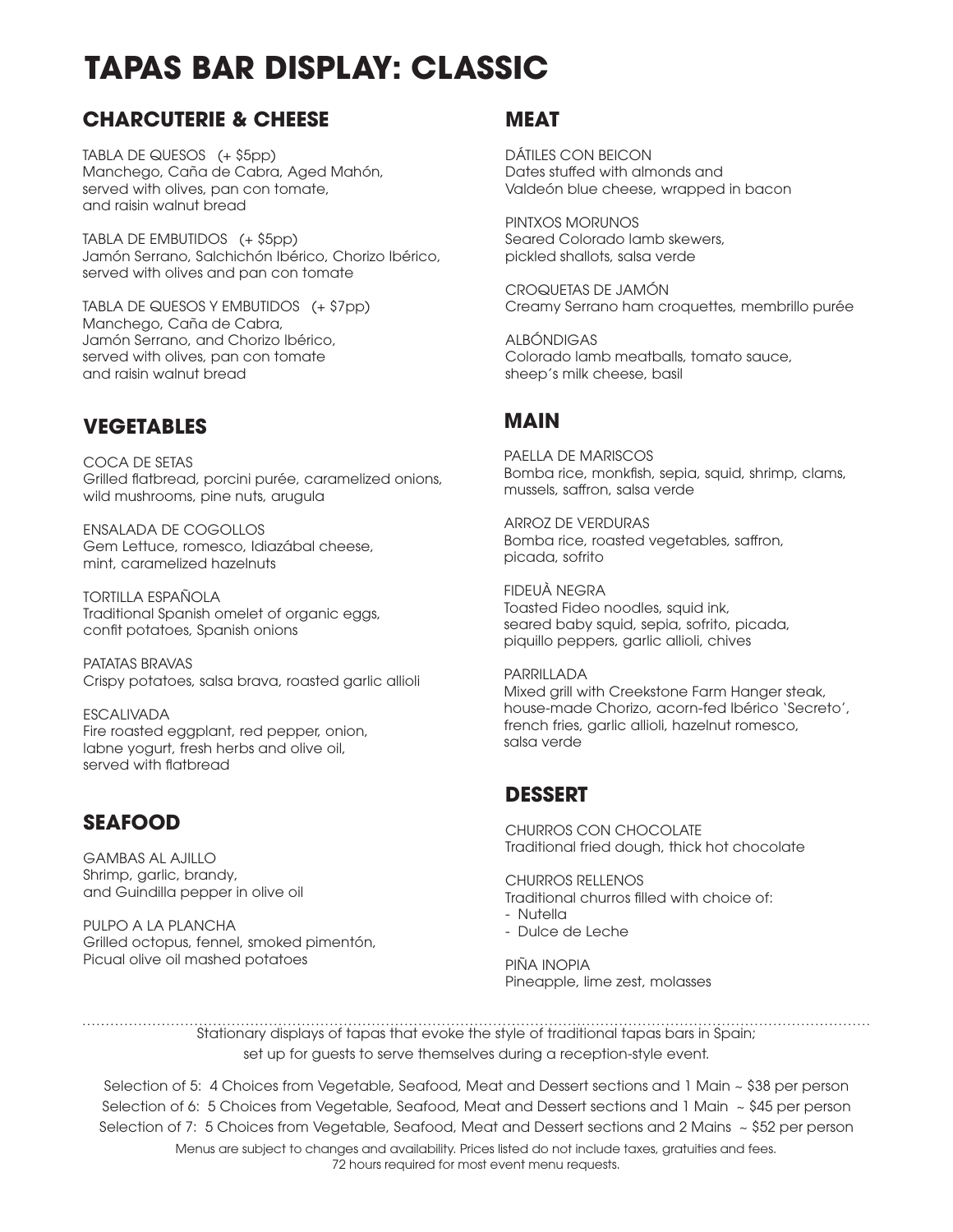# TAPAS BAR DISPLAY: CLASSIC

## CHARCUTERIE & CHEESE

TABLA DE QUESOS (+ $5pp)
Manchego, Caña de Cabra, Aged Mahón, served with olives, pan con tomate, and raisin walnut bread

TABLA DE EMBUTIDOS (+ $5pp)
Jamón Serrano, Salchichón Ibérico, Chorizo Ibérico, served with olives and pan con tomate

TABLA DE QUESOS Y EMBUTIDOS (+ $7pp)
Manchego, Caña de Cabra, Jamón Serrano, and Chorizo Ibérico, served with olives, pan con tomate and raisin walnut bread

## VEGETABLES

COCA DE SETAS
Grilled flatbread, porcini purée, caramelized onions, wild mushrooms, pine nuts, arugula

ENSALADA DE COGOLLOS
Gem Lettuce, romesco, Idiazábal cheese, mint, caramelized hazelnuts

TORTILLA ESPAÑOLA
Traditional Spanish omelet of organic eggs, confit potatoes, Spanish onions

PATATAS BRAVAS
Crispy potatoes, salsa brava, roasted garlic allioli

ESCALIVADA
Fire roasted eggplant, red pepper, onion, labne yogurt, fresh herbs and olive oil, served with flatbread

## SEAFOOD

GAMBAS AL AJILLO
Shrimp, garlic, brandy, and Guindilla pepper in olive oil

PULPO A LA PLANCHA
Grilled octopus, fennel, smoked pimentón, Picual olive oil mashed potatoes

## MEAT

DÁTILES CON BEICON
Dates stuffed with almonds and Valdeón blue cheese, wrapped in bacon

PINTXOS MORUNOS
Seared Colorado lamb skewers, pickled shallots, salsa verde

CROQUETAS DE JAMÓN
Creamy Serrano ham croquettes, membrillo purée

ALBÓNDIGAS
Colorado lamb meatballs, tomato sauce, sheep's milk cheese, basil

## MAIN

PAELLA DE MARISCOS
Bomba rice, monkfish, sepia, squid, shrimp, clams, mussels, saffron, salsa verde

ARROZ DE VERDURAS
Bomba rice, roasted vegetables, saffron, picada, sofrito

FIDEUÀ NEGRA
Toasted Fideo noodles, squid ink, seared baby squid, sepia, sofrito, picada, piquillo peppers, garlic allioli, chives

PARRILLADA
Mixed grill with Creekstone Farm Hanger steak, house-made Chorizo, acorn-fed Ibérico 'Secreto', french fries, garlic allioli, hazelnut romesco, salsa verde

## DESSERT

CHURROS CON CHOCOLATE
Traditional fried dough, thick hot chocolate

CHURROS RELLENOS
Traditional churros filled with choice of:
- Nutella
- Dulce de Leche

PIÑA INOPIA
Pineapple, lime zest, molasses

---

Stationary displays of tapas that evoke the style of traditional tapas bars in Spain; set up for guests to serve themselves during a reception-style event.

Selection of 5: 4 Choices from Vegetable, Seafood, Meat and Dessert sections and 1 Main ~ $38 per person
Selection of 6: 5 Choices from Vegetable, Seafood, Meat and Dessert sections and 1 Main ~ $45 per person
Selection of 7: 5 Choices from Vegetable, Seafood, Meat and Dessert sections and 2 Mains ~ $52 per person

Menus are subject to changes and availability. Prices listed do not include taxes, gratuities and fees.
72 hours required for most event menu requests.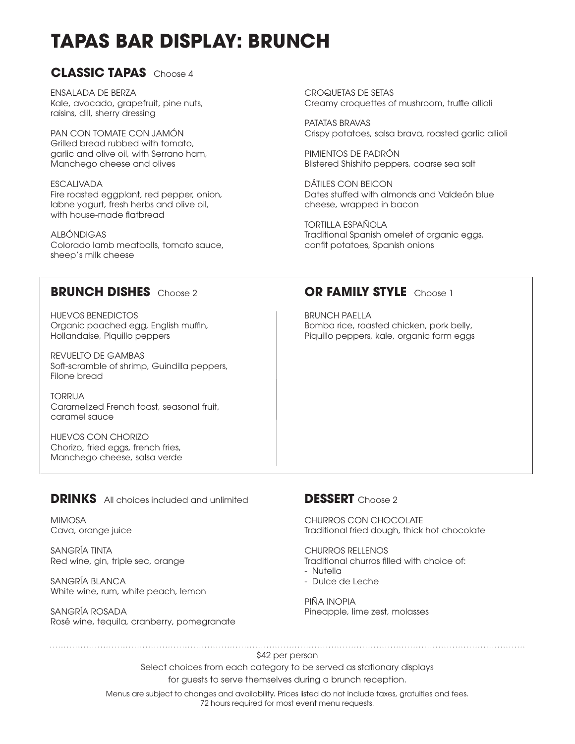# TAPAS BAR DISPLAY: BRUNCH

## CLASSIC TAPAS Choose 4

ENSALADA DE BERZA
Kale, avocado, grapefruit, pine nuts, raisins, dill, sherry dressing

PAN CON TOMATE CON JAMÓN
Grilled bread rubbed with tomato, garlic and olive oil, with Serrano ham, Manchego cheese and olives

ESCALIVADA
Fire roasted eggplant, red pepper, onion, labne yogurt, fresh herbs and olive oil, with house-made flatbread

ALBÓNDIGAS
Colorado lamb meatballs, tomato sauce, sheep's milk cheese

CROQUETAS DE SETAS
Creamy croquettes of mushroom, truffle allioli

PATATAS BRAVAS
Crispy potatoes, salsa brava, roasted garlic allioli

PIMIENTOS DE PADRÓN
Blistered Shishito peppers, coarse sea salt

DÁTILES CON BEICON
Dates stuffed with almonds and Valdeón blue cheese, wrapped in bacon

TORTILLA ESPAÑOLA
Traditional Spanish omelet of organic eggs, confit potatoes, Spanish onions

## BRUNCH DISHES Choose 2

HUEVOS BENEDICTOS
Organic poached egg, English muffin, Hollandaise, Piquillo peppers

REVUELTO DE GAMBAS
Soft-scramble of shrimp, Guindilla peppers, Filone bread

TORRIJA
Caramelized French toast, seasonal fruit, caramel sauce

HUEVOS CON CHORIZO
Chorizo, fried eggs, french fries, Manchego cheese, salsa verde

## OR FAMILY STYLE Choose 1

BRUNCH PAELLA
Bomba rice, roasted chicken, pork belly, Piquillo peppers, kale, organic farm eggs

## DRINKS All choices included and unlimited

MIMOSA
Cava, orange juice

SANGRÍA TINTA
Red wine, gin, triple sec, orange

SANGRÍA BLANCA
White wine, rum, white peach, lemon

SANGRÍA ROSADA
Rosé wine, tequila, cranberry, pomegranate

## DESSERT Choose 2

CHURROS CON CHOCOLATE
Traditional fried dough, thick hot chocolate

CHURROS RELLENOS
Traditional churros filled with choice of:
- Nutella
- Dulce de Leche

PIÑA INOPIA
Pineapple, lime zest, molasses

---

$42 per person

Select choices from each category to be served as stationary displays for guests to serve themselves during a brunch reception.

Menus are subject to changes and availability. Prices listed do not include taxes, gratuities and fees.
72 hours required for most event menu requests.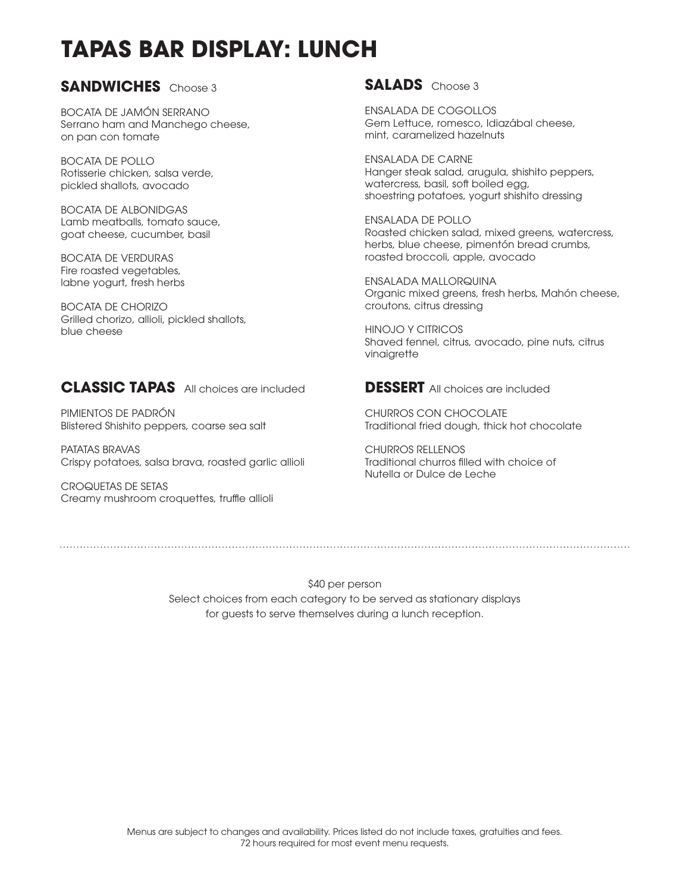# TAPAS BAR DISPLAY: LUNCH

## SANDWICHES Choose 3

BOCATA DE JAMÓN SERRANO
Serrano ham and Manchego cheese, on pan con tomate

BOCATA DE POLLO
Rotisserie chicken, salsa verde, pickled shallots, avocado

BOCATA DE ALBONIDGAS
Lamb meatballs, tomato sauce, goat cheese, cucumber, basil

BOCATA DE VERDURAS
Fire roasted vegetables, labne yogurt, fresh herbs

BOCATA DE CHORIZO
Grilled chorizo, allioli, pickled shallots, blue cheese

## CLASSIC TAPAS All choices are included

PIMIENTOS DE PADRÓN
Blistered Shishito peppers, coarse sea salt

PATATAS BRAVAS
Crispy potatoes, salsa brava, roasted garlic allioli

CROQUETAS DE SETAS
Creamy mushroom croquettes, truffle allioli

## SALADS Choose 3

ENSALADA DE COGOLLOS
Gem Lettuce, romesco, Idiazábal cheese, mint, caramelized hazelnuts

ENSALADA DE CARNE
Hanger steak salad, arugula, shishito peppers, watercress, basil, soft boiled egg, shoestring potatoes, yogurt shishito dressing

ENSALADA DE POLLO
Roasted chicken salad, mixed greens, watercress, herbs, blue cheese, pimentón bread crumbs, roasted broccoli, apple, avocado

ENSALADA MALLORQUINA
Organic mixed greens, fresh herbs, Mahón cheese, croutons, citrus dressing

HINOJO Y CITRICOS
Shaved fennel, citrus, avocado, pine nuts, citrus vinaigrette

## DESSERT All choices are included

CHURROS CON CHOCOLATE
Traditional fried dough, thick hot chocolate

CHURROS RELLENOS
Traditional churros filled with choice of Nutella or Dulce de Leche

---

$40 per person
Select choices from each category to be served as stationary displays for guests to serve themselves during a lunch reception.

Menus are subject to changes and availability. Prices listed do not include taxes, gratuities and fees.
72 hours required for most event menu requests.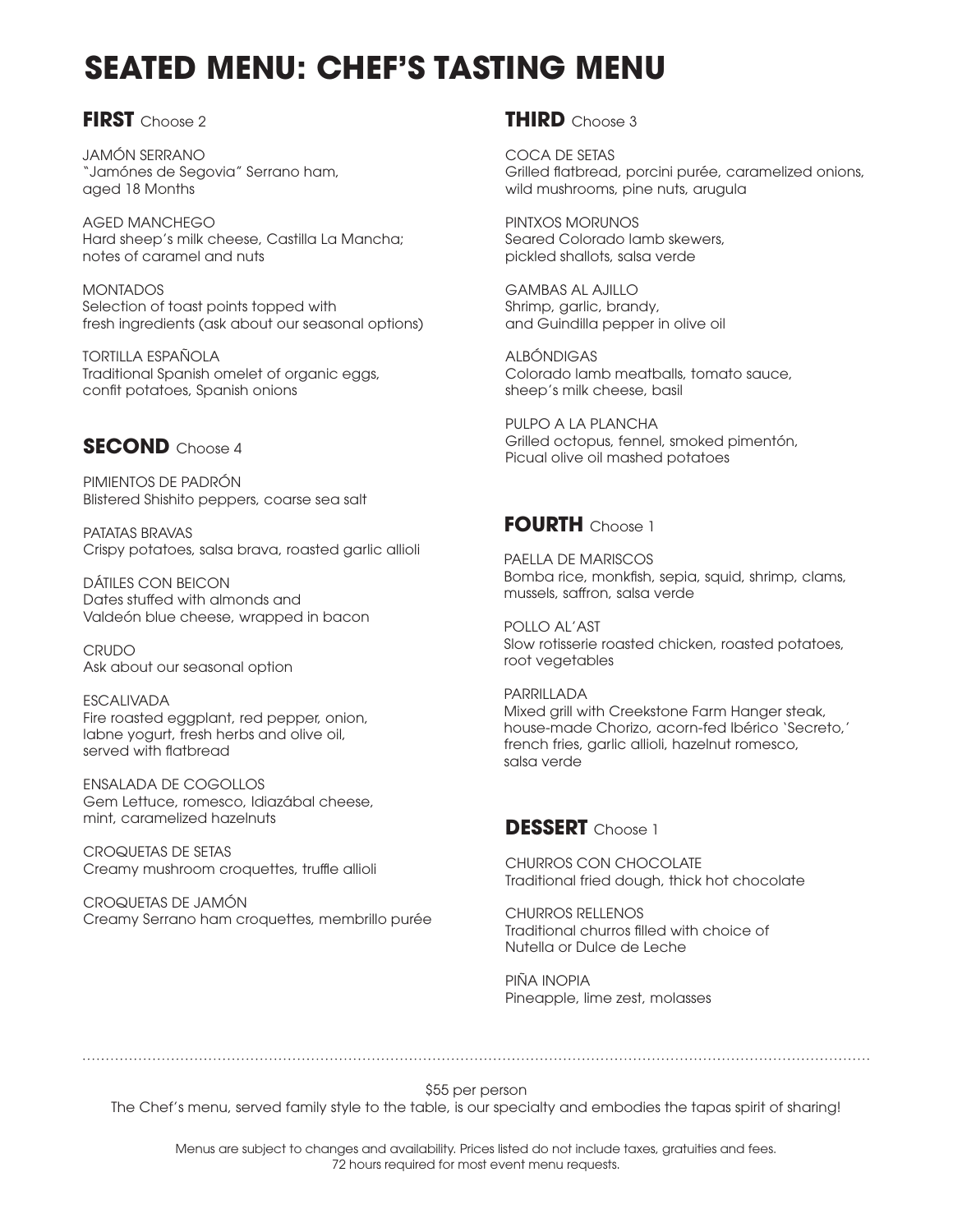# SEATED MENU: CHEF'S TASTING MENU

## FIRST Choose 2

JAMÓN SERRANO
"Jamónes de Segovia" Serrano ham, aged 18 Months

AGED MANCHEGO
Hard sheep's milk cheese, Castilla La Mancha; notes of caramel and nuts

MONTADOS
Selection of toast points topped with fresh ingredients (ask about our seasonal options)

TORTILLA ESPAÑOLA
Traditional Spanish omelet of organic eggs, confit potatoes, Spanish onions

## SECOND Choose 4

PIMIENTOS DE PADRÓN
Blistered Shishito peppers, coarse sea salt

PATATAS BRAVAS
Crispy potatoes, salsa brava, roasted garlic allioli

DÁTILES CON BEICON
Dates stuffed with almonds and Valdeón blue cheese, wrapped in bacon

CRUDO
Ask about our seasonal option

ESCALIVADA
Fire roasted eggplant, red pepper, onion, labne yogurt, fresh herbs and olive oil, served with flatbread

ENSALADA DE COGOLLOS
Gem Lettuce, romesco, Idiazábal cheese, mint, caramelized hazelnuts

CROQUETAS DE SETAS
Creamy mushroom croquettes, truffle allioli

CROQUETAS DE JAMÓN
Creamy Serrano ham croquettes, membrillo purée

## THIRD Choose 3

COCA DE SETAS
Grilled flatbread, porcini purée, caramelized onions, wild mushrooms, pine nuts, arugula

PINTXOS MORUNOS
Seared Colorado lamb skewers, pickled shallots, salsa verde

GAMBAS AL AJILLO
Shrimp, garlic, brandy, and Guindilla pepper in olive oil

ALBÓNDIGAS
Colorado lamb meatballs, tomato sauce, sheep's milk cheese, basil

PULPO A LA PLANCHA
Grilled octopus, fennel, smoked pimentón, Picual olive oil mashed potatoes

## FOURTH Choose 1

PAELLA DE MARISCOS
Bomba rice, monkfish, sepia, squid, shrimp, clams, mussels, saffron, salsa verde

POLLO AL'AST
Slow rotisserie roasted chicken, roasted potatoes, root vegetables

PARRILLADA
Mixed grill with Creekstone Farm Hanger steak, house-made Chorizo, acorn-fed Ibérico 'Secreto,' french fries, garlic allioli, hazelnut romesco, salsa verde

## DESSERT Choose 1

CHURROS CON CHOCOLATE
Traditional fried dough, thick hot chocolate

CHURROS RELLENOS
Traditional churros filled with choice of Nutella or Dulce de Leche

PIÑA INOPIA
Pineapple, lime zest, molasses

---

$55 per person

The Chef's menu, served family style to the table, is our specialty and embodies the tapas spirit of sharing!

Menus are subject to changes and availability. Prices listed do not include taxes, gratuities and fees.
72 hours required for most event menu requests.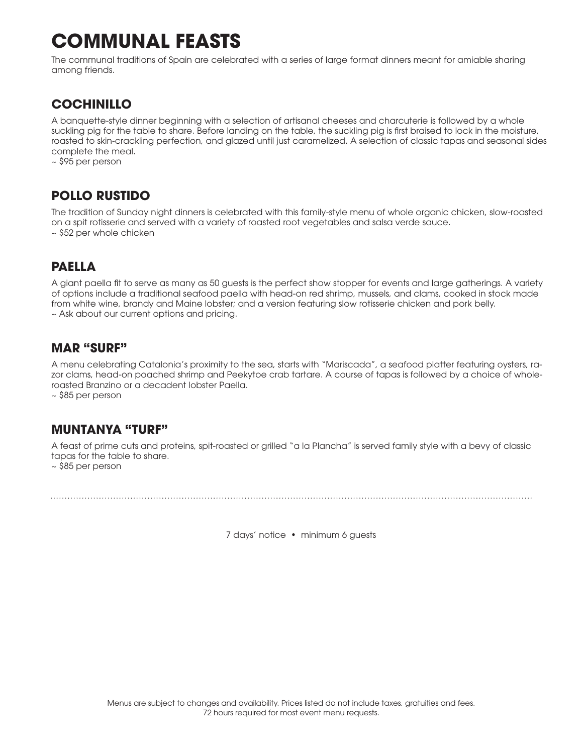# COMMUNAL FEASTS

The communal traditions of Spain are celebrated with a series of large format dinners meant for amiable sharing among friends.

## COCHINILLO

A banquette-style dinner beginning with a selection of artisanal cheeses and charcuterie is followed by a whole suckling pig for the table to share. Before landing on the table, the suckling pig is first braised to lock in the moisture, roasted to skin-crackling perfection, and glazed until just caramelized. A selection of classic tapas and seasonal sides complete the meal.

~ $95 per person

## POLLO RUSTIDO

The tradition of Sunday night dinners is celebrated with this family-style menu of whole organic chicken, slow-roasted on a spit rotisserie and served with a variety of roasted root vegetables and salsa verde sauce.

~ $52 per whole chicken

## PAELLA

A giant paella fit to serve as many as 50 guests is the perfect show stopper for events and large gatherings. A variety of options include a traditional seafood paella with head-on red shrimp, mussels, and clams, cooked in stock made from white wine, brandy and Maine lobster; and a version featuring slow rotisserie chicken and pork belly.

~ Ask about our current options and pricing.

## MAR "SURF"

A menu celebrating Catalonia's proximity to the sea, starts with "Mariscada", a seafood platter featuring oysters, razor clams, head-on poached shrimp and Peekytoe crab tartare. A course of tapas is followed by a choice of whole-roasted Branzino or a decadent lobster Paella.

~ $85 per person

## MUNTANYA "TURF"

A feast of prime cuts and proteins, spit-roasted or grilled "a la Plancha" is served family style with a bevy of classic tapas for the table to share.

~ $85 per person

---

7 days' notice • minimum 6 guests

Menus are subject to changes and availability. Prices listed do not include taxes, gratuities and fees.
72 hours required for most event menu requests.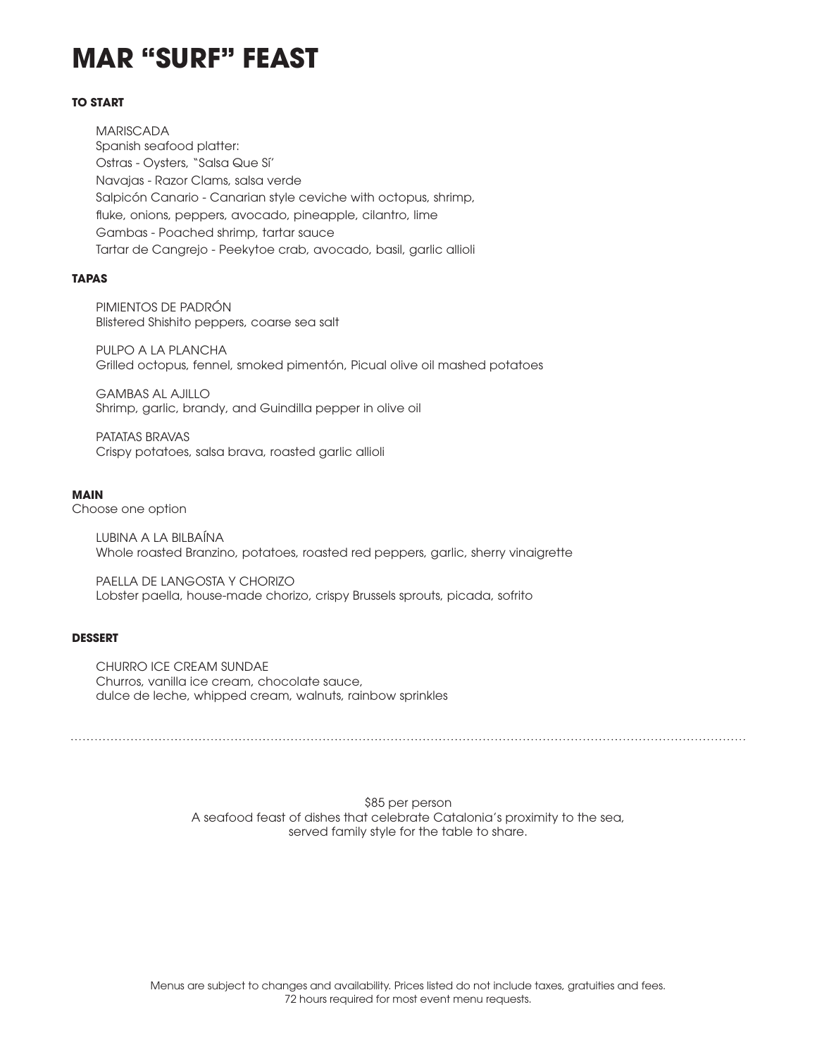# MAR “SURF” FEAST

### TO START

MARISCADA
Spanish seafood platter:
Ostras - Oysters, “Salsa Que Sí’
Navajas - Razor Clams, salsa verde
Salpicón Canario - Canarian style ceviche with octopus, shrimp, fluke, onions, peppers, avocado, pineapple, cilantro, lime
Gambas - Poached shrimp, tartar sauce
Tartar de Cangrejo - Peekytoe crab, avocado, basil, garlic allioli

### TAPAS

PIMIENTOS DE PADRÓN
Blistered Shishito peppers, coarse sea salt

PULPO A LA PLANCHA
Grilled octopus, fennel, smoked pimentón, Picual olive oil mashed potatoes

GAMBAS AL AJILLO
Shrimp, garlic, brandy, and Guindilla pepper in olive oil

PATATAS BRAVAS
Crispy potatoes, salsa brava, roasted garlic allioli

### MAIN

Choose one option

LUBINA A LA BILBAÍNA
Whole roasted Branzino, potatoes, roasted red peppers, garlic, sherry vinaigrette

PAELLA DE LANGOSTA Y CHORIZO
Lobster paella, house-made chorizo, crispy Brussels sprouts, picada, sofrito

### DESSERT

CHURRO ICE CREAM SUNDAE
Churros, vanilla ice cream, chocolate sauce, dulce de leche, whipped cream, walnuts, rainbow sprinkles

---

$85 per person
A seafood feast of dishes that celebrate Catalonia’s proximity to the sea, served family style for the table to share.

Menus are subject to changes and availability. Prices listed do not include taxes, gratuities and fees.
72 hours required for most event menu requests.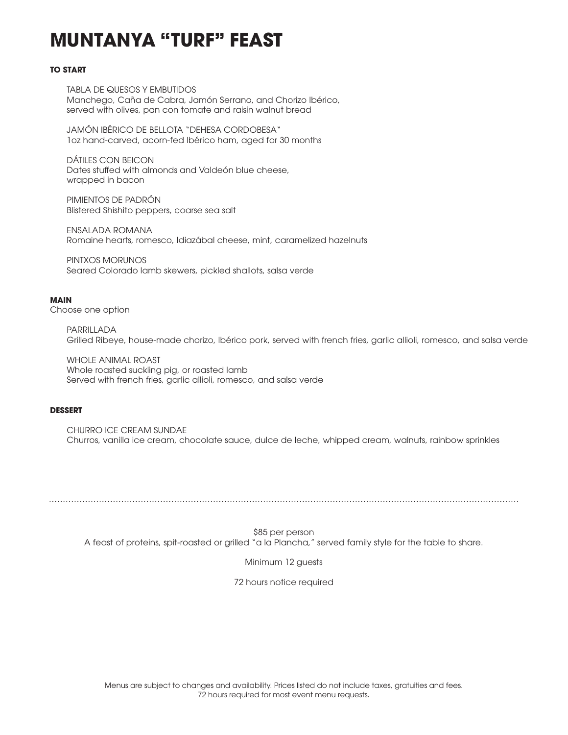# MUNTANYA “TURF” FEAST

## TO START

TABLA DE QUESOS Y EMBUTIDOS
Manchego, Caña de Cabra, Jamón Serrano, and Chorizo Ibérico, served with olives, pan con tomate and raisin walnut bread

JAMÓN IBÉRICO DE BELLOTA “DEHESA CORDOBESA“
1oz hand-carved, acorn-fed Ibérico ham, aged for 30 months

DÁTILES CON BEICON
Dates stuffed with almonds and Valdeón blue cheese, wrapped in bacon

PIMIENTOS DE PADRÓN
Blistered Shishito peppers, coarse sea salt

ENSALADA ROMANA
Romaine hearts, romesco, Idiazábal cheese, mint, caramelized hazelnuts

PINTXOS MORUNOS
Seared Colorado lamb skewers, pickled shallots, salsa verde

## MAIN

Choose one option

PARRILLADA
Grilled Ribeye, house-made chorizo, Ibérico pork, served with french fries, garlic allioli, romesco, and salsa verde

WHOLE ANIMAL ROAST
Whole roasted suckling pig, or roasted lamb
Served with french fries, garlic allioli, romesco, and salsa verde

## DESSERT

CHURRO ICE CREAM SUNDAE
Churros, vanilla ice cream, chocolate sauce, dulce de leche, whipped cream, walnuts, rainbow sprinkles

---

$85 per person
A feast of proteins, spit-roasted or grilled “a la Plancha,” served family style for the table to share.

Minimum 12 guests

72 hours notice required

Menus are subject to changes and availability. Prices listed do not include taxes, gratuities and fees.
72 hours required for most event menu requests.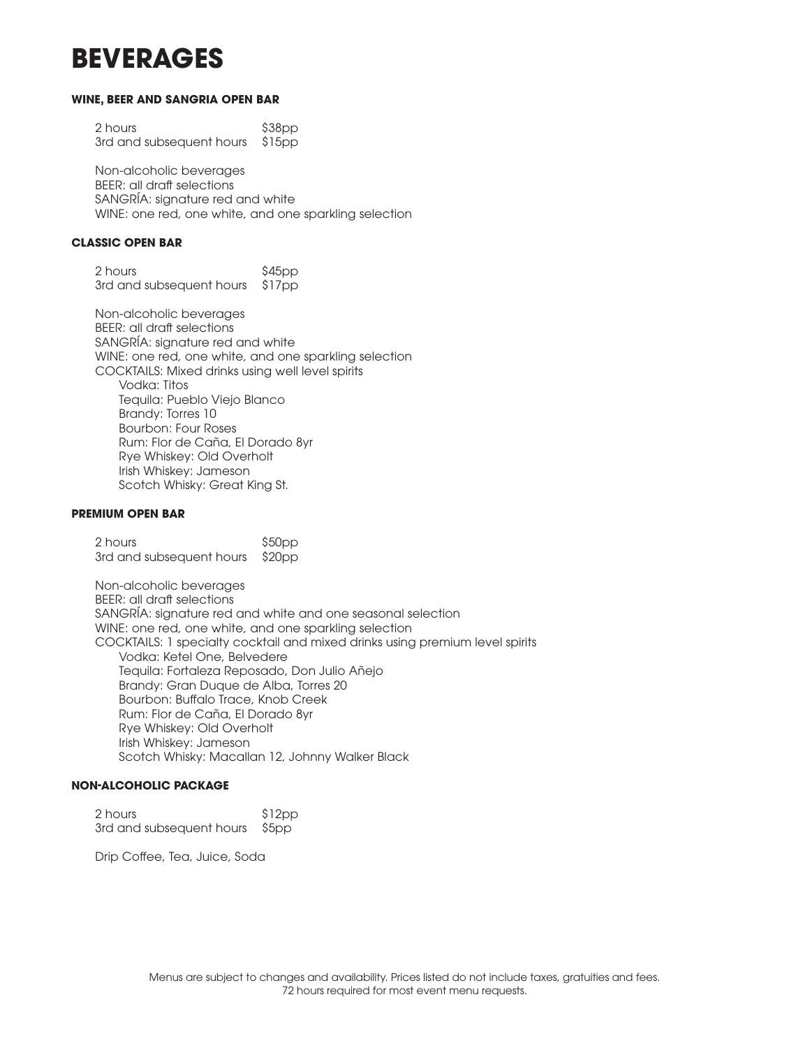# BEVERAGES

### WINE, BEER AND SANGRIA OPEN BAR

| | |
|---|---|
| 2 hours | $38pp |
| 3rd and subsequent hours | $15pp |

Non-alcoholic beverages
BEER: all draft selections
SANGRÍA: signature red and white
WINE: one red, one white, and one sparkling selection

### CLASSIC OPEN BAR

| | |
|---|---|
| 2 hours | $45pp |
| 3rd and subsequent hours | $17pp |

Non-alcoholic beverages
BEER: all draft selections
SANGRÍA: signature red and white
WINE: one red, one white, and one sparkling selection
COCKTAILS: Mixed drinks using well level spirits

- Vodka: Titos
- Tequila: Pueblo Viejo Blanco
- Brandy: Torres 10
- Bourbon: Four Roses
- Rum: Flor de Caña, El Dorado 8yr
- Rye Whiskey: Old Overholt
- Irish Whiskey: Jameson
- Scotch Whisky: Great King St.

### PREMIUM OPEN BAR

| | |
|---|---|
| 2 hours | $50pp |
| 3rd and subsequent hours | $20pp |

Non-alcoholic beverages
BEER: all draft selections
SANGRÍA: signature red and white and one seasonal selection
WINE: one red, one white, and one sparkling selection
COCKTAILS: 1 specialty cocktail and mixed drinks using premium level spirits

- Vodka: Ketel One, Belvedere
- Tequila: Fortaleza Reposado, Don Julio Añejo
- Brandy: Gran Duque de Alba, Torres 20
- Bourbon: Buffalo Trace, Knob Creek
- Rum: Flor de Caña, El Dorado 8yr
- Rye Whiskey: Old Overholt
- Irish Whiskey: Jameson
- Scotch Whisky: Macallan 12, Johnny Walker Black

### NON-ALCOHOLIC PACKAGE

| | |
|---|---|
| 2 hours | $12pp |
| 3rd and subsequent hours | $5pp |

Drip Coffee, Tea, Juice, Soda

Menus are subject to changes and availability. Prices listed do not include taxes, gratuities and fees.
72 hours required for most event menu requests.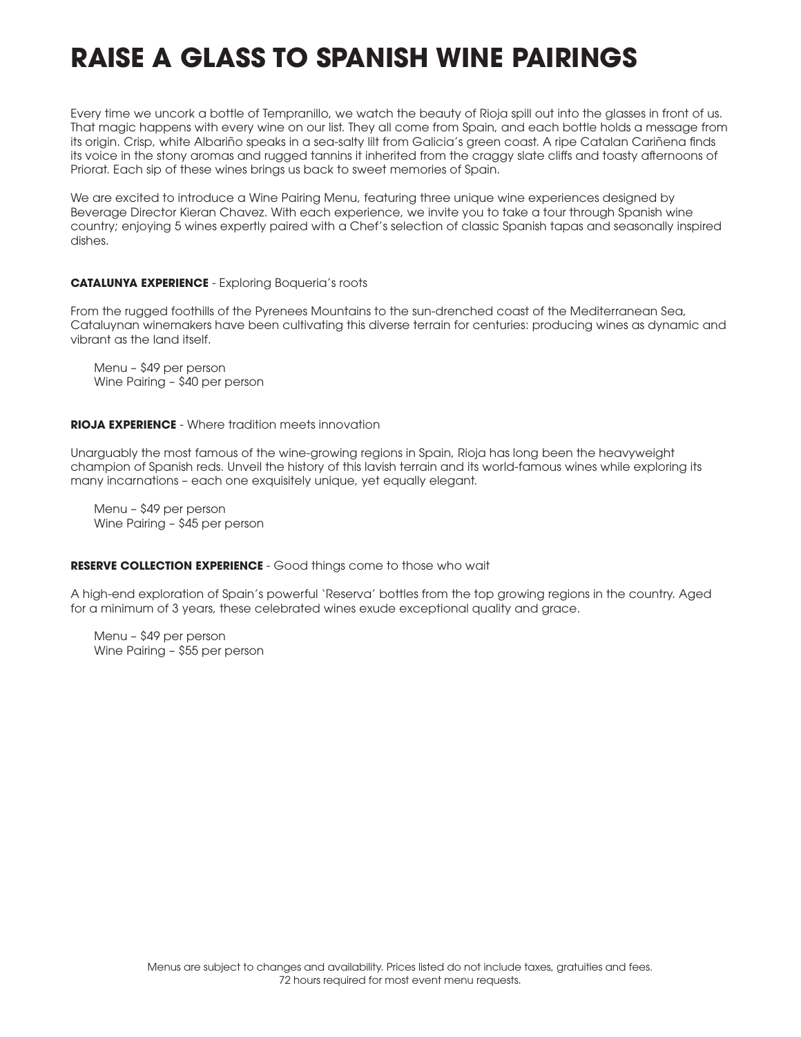# RAISE A GLASS TO SPANISH WINE PAIRINGS

Every time we uncork a bottle of Tempranillo, we watch the beauty of Rioja spill out into the glasses in front of us. That magic happens with every wine on our list. They all come from Spain, and each bottle holds a message from its origin. Crisp, white Albariño speaks in a sea-salty lilt from Galicia's green coast. A ripe Catalan Cariñena finds its voice in the stony aromas and rugged tannins it inherited from the craggy slate cliffs and toasty afternoons of Priorat. Each sip of these wines brings us back to sweet memories of Spain.

We are excited to introduce a Wine Pairing Menu, featuring three unique wine experiences designed by Beverage Director Kieran Chavez. With each experience, we invite you to take a tour through Spanish wine country; enjoying 5 wines expertly paired with a Chef's selection of classic Spanish tapas and seasonally inspired dishes.

**CATALUNYA EXPERIENCE** - Exploring Boqueria's roots

From the rugged foothills of the Pyrenees Mountains to the sun-drenched coast of the Mediterranean Sea, Cataluynan winemakers have been cultivating this diverse terrain for centuries: producing wines as dynamic and vibrant as the land itself.

Menu – $49 per person
Wine Pairing – $40 per person

**RIOJA EXPERIENCE** - Where tradition meets innovation

Unarguably the most famous of the wine-growing regions in Spain, Rioja has long been the heavyweight champion of Spanish reds. Unveil the history of this lavish terrain and its world-famous wines while exploring its many incarnations – each one exquisitely unique, yet equally elegant.

Menu – $49 per person
Wine Pairing – $45 per person

**RESERVE COLLECTION EXPERIENCE** - Good things come to those who wait

A high-end exploration of Spain's powerful 'Reserva' bottles from the top growing regions in the country. Aged for a minimum of 3 years, these celebrated wines exude exceptional quality and grace.

Menu – $49 per person
Wine Pairing – $55 per person

Menus are subject to changes and availability. Prices listed do not include taxes, gratuities and fees.
72 hours required for most event menu requests.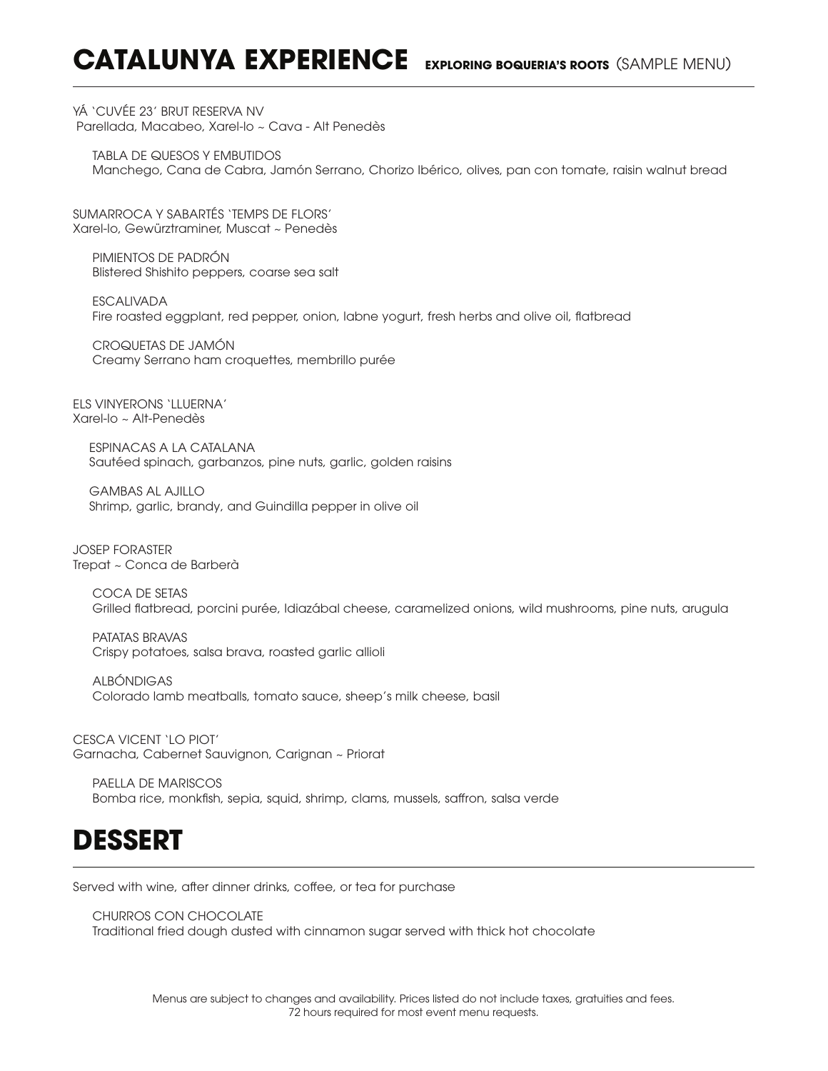# CATALUNYA EXPERIENCE **EXPLORING BOQUERIA'S ROOTS** (SAMPLE MENU)

YÁ 'CUVÉE 23' BRUT RESERVA NV
Parellada, Macabeo, Xarel-lo ~ Cava - Alt Penedès

TABLA DE QUESOS Y EMBUTIDOS
Manchego, Cana de Cabra, Jamón Serrano, Chorizo Ibérico, olives, pan con tomate, raisin walnut bread

SUMARROCA Y SABARTÉS 'TEMPS DE FLORS'
Xarel-lo, Gewürztraminer, Muscat ~ Penedès

PIMIENTOS DE PADRÓN
Blistered Shishito peppers, coarse sea salt

ESCALIVADA
Fire roasted eggplant, red pepper, onion, labne yogurt, fresh herbs and olive oil, flatbread

CROQUETAS DE JAMÓN
Creamy Serrano ham croquettes, membrillo purée

ELS VINYERONS 'LLUERNA'
Xarel-lo ~ Alt-Penedès

ESPINACAS A LA CATALANA
Sautéed spinach, garbanzos, pine nuts, garlic, golden raisins

GAMBAS AL AJILLO
Shrimp, garlic, brandy, and Guindilla pepper in olive oil

JOSEP FORASTER
Trepat ~ Conca de Barberà

COCA DE SETAS
Grilled flatbread, porcini purée, Idiazábal cheese, caramelized onions, wild mushrooms, pine nuts, arugula

PATATAS BRAVAS
Crispy potatoes, salsa brava, roasted garlic allioli

ALBÓNDIGAS
Colorado lamb meatballs, tomato sauce, sheep's milk cheese, basil

CESCA VICENT 'LO PIOT'
Garnacha, Cabernet Sauvignon, Carignan ~ Priorat

PAELLA DE MARISCOS
Bomba rice, monkfish, sepia, squid, shrimp, clams, mussels, saffron, salsa verde

# DESSERT

Served with wine, after dinner drinks, coffee, or tea for purchase

CHURROS CON CHOCOLATE
Traditional fried dough dusted with cinnamon sugar served with thick hot chocolate

Menus are subject to changes and availability. Prices listed do not include taxes, gratuities and fees.
72 hours required for most event menu requests.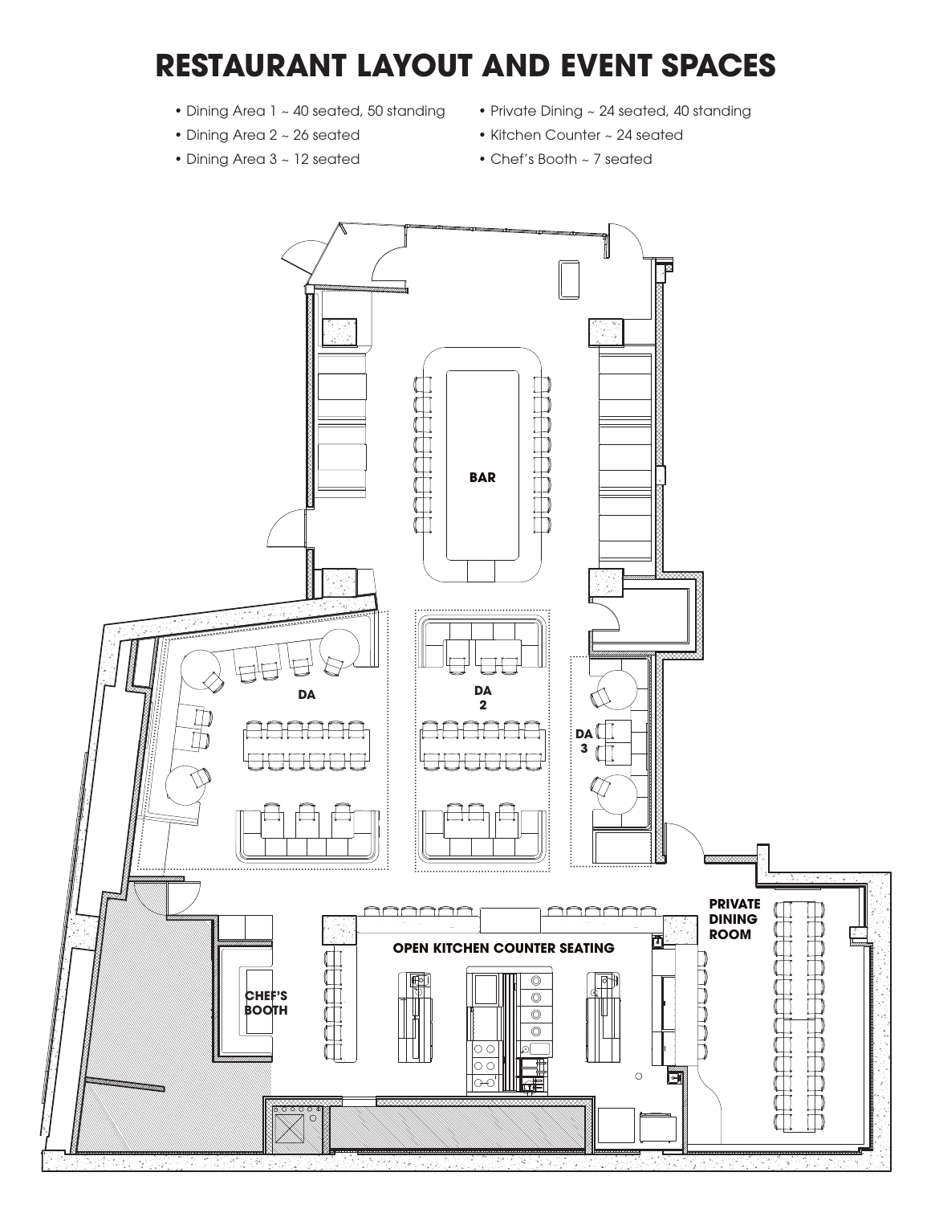# RESTAURANT LAYOUT AND EVENT SPACES

- Dining Area 1 ~ 40 seated, 50 standing
- Dining Area 2 ~ 26 seated
- Dining Area 3 ~ 12 seated
- Private Dining ~ 24 seated, 40 standing
- Kitchen Counter ~ 24 seated
- Chef's Booth ~ 7 seated

BAR

DA

DA 2

DA 3

OPEN KITCHEN COUNTER SEATING

PRIVATE DINING ROOM

CHEF'S BOOTH